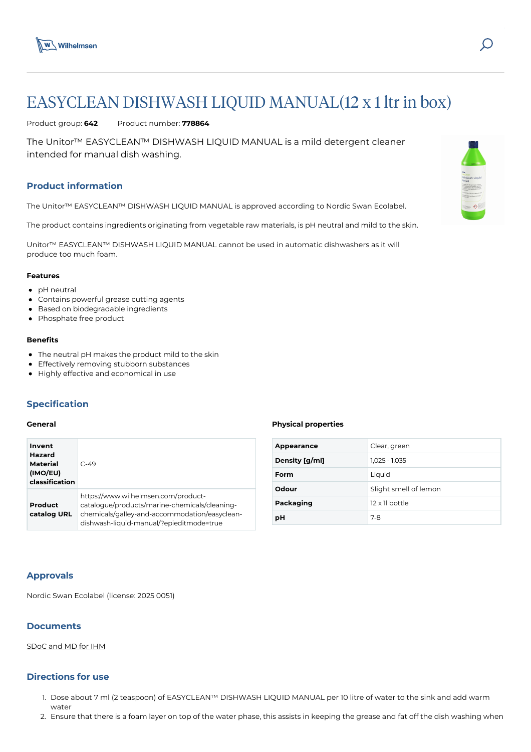# EASYCLEAN DISHWASH LIQUID MANUAL(12 x 1 ltr in box)

Product group: **642** Product number: **778864**

The Unitor™ EASYCLEAN™ DISHWASH LIQUID MANUAL is a mild detergent cleaner intended for manual dish washing.

## Product information

The Unitor™ EASYCLEAN™ DISHWASH LIQUID MANUAL is approved according to Nordic Swan Ecolabel.

The product contains ingredients originating from vegetable raw materials, is pH neutral and mild to the skin.

Unitor™ EASYCLEAN™ DISHWASH LIQUID MANUAL cannot be used in automatic dishwashers as it will produce too much foam.

### Features

- pH neutral
- Contains powerful grease cutting agents
- Based on biodegradable ingredients
- Phosphate free product

### Benefits

- The neutral pH makes the product mild to the skin
- Effectively removing stubborn substances
- Highly effective and economical in use

## Specification

### General

| | |
|---|---|
| **Invent Hazard Material (IMO/EU) classification** | C-49 |
| **Product catalog URL** | https://www.wilhelmsen.com/product-catalogue/products/marine-chemicals/cleaning-chemicals/galley-and-accommodation/easyclean-dishwash-liquid-manual/?epieditmode=true |

### Physical properties

| | |
|---|---|
| **Appearance** | Clear, green |
| **Density [g/ml]** | 1,025 - 1,035 |
| **Form** | Liquid |
| **Odour** | Slight smell of lemon |
| **Packaging** | 12 x 1l bottle |
| **pH** | 7-8 |

## Approvals

Nordic Swan Ecolabel (license: 2025 0051)

## Documents

SDoC and MD for IHM

## Directions for use

1. Dose about 7 ml (2 teaspoon) of EASYCLEAN™ DISHWASH LIQUID MANUAL per 10 litre of water to the sink and add warm water
2. Ensure that there is a foam layer on top of the water phase, this assists in keeping the grease and fat off the dish washing when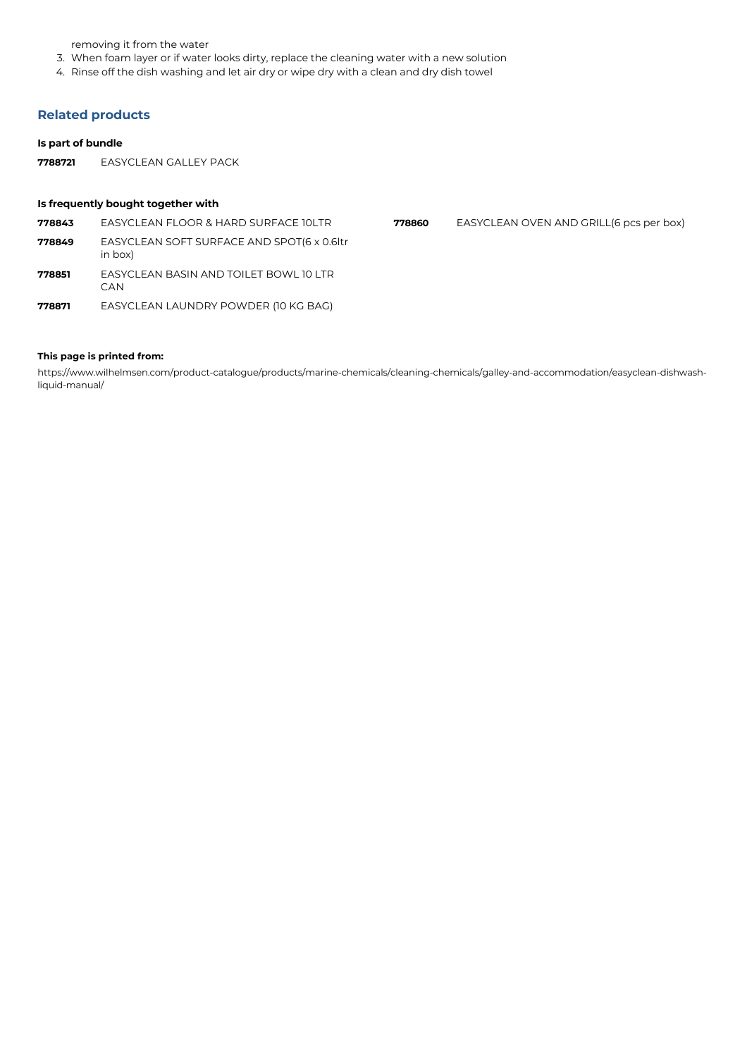removing it from the water

3. When foam layer or if water looks dirty, replace the cleaning water with a new solution
4. Rinse off the dish washing and let air dry or wipe dry with a clean and dry dish towel

## Related products

**Is part of bundle**

**7788721** EASYCLEAN GALLEY PACK

**Is frequently bought together with**

**778843** EASYCLEAN FLOOR & HARD SURFACE 10LTR

**778849** EASYCLEAN SOFT SURFACE AND SPOT(6 x 0.6ltr in box)

**778851** EASYCLEAN BASIN AND TOILET BOWL 10 LTR CAN

**778871** EASYCLEAN LAUNDRY POWDER (10 KG BAG)

**778860** EASYCLEAN OVEN AND GRILL(6 pcs per box)

**This page is printed from:**

https://www.wilhelmsen.com/product-catalogue/products/marine-chemicals/cleaning-chemicals/galley-and-accommodation/easyclean-dishwash-liquid-manual/